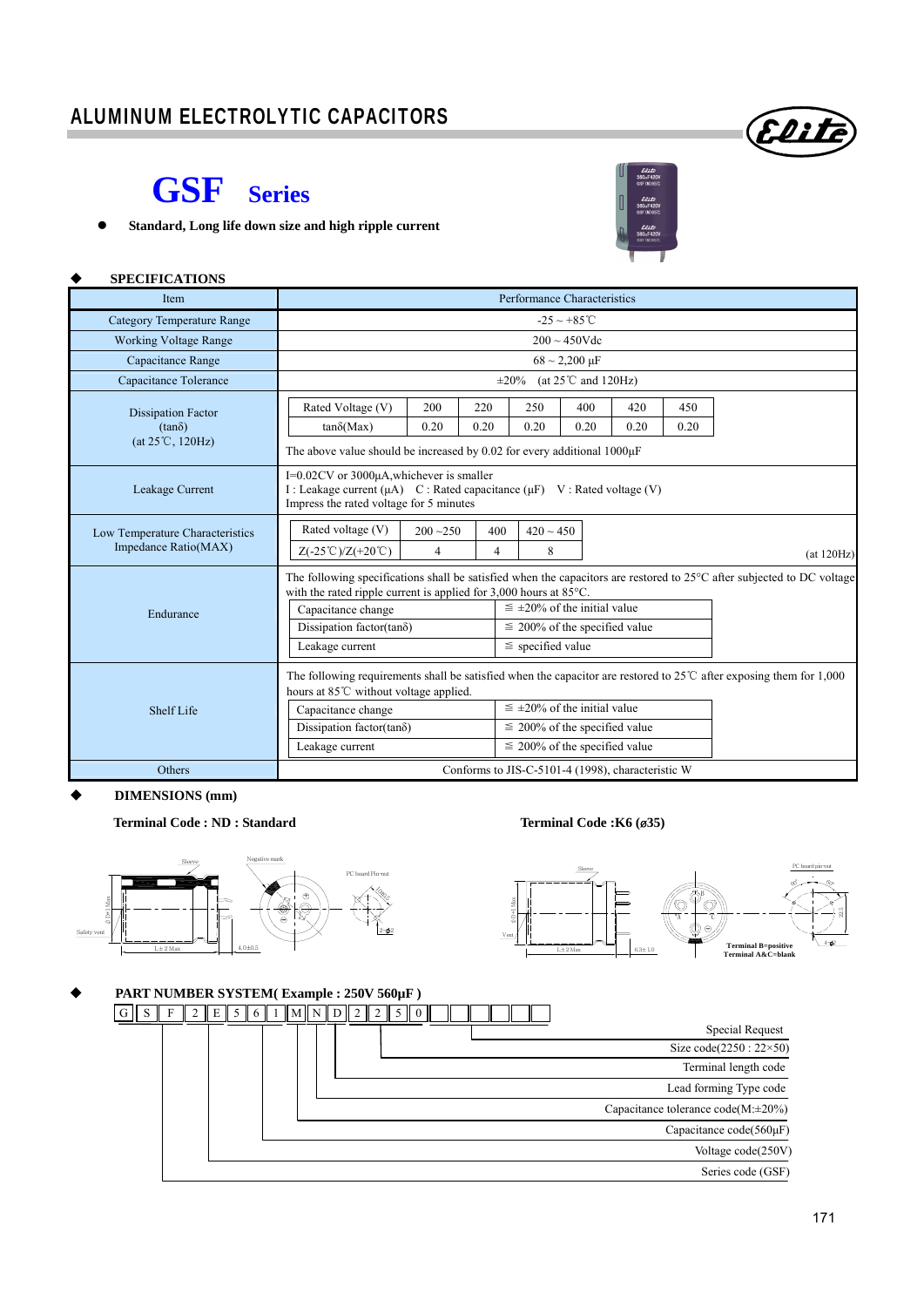# ALUMINUM ELECTROLYTIC CAPACITORS

## GSF Series

- **Standard, Long life down size and high ripple current**

### ◆ SPECIFICATIONS

| Item | Performance Characteristics |
|---|---|
| Category Temperature Range | -25 ~ +85℃ |
| Working Voltage Range | 200 ~ 450Vdc |
| Capacitance Range | 68 ~ 2,200 µF |
| Capacitance Tolerance | ±20% (at 25℃ and 120Hz) |
| Dissipation Factor (tanδ) (at 25℃, 120Hz) | Rated Voltage (V): 200 / 220 / 250 / 400 / 420 / 450; tanδ(Max): 0.20 / 0.20 / 0.20 / 0.20 / 0.20 / 0.20. The above value should be increased by 0.02 for every additional 1000µF |
| Leakage Current | I=0.02CV or 3000µA,whichever is smaller. I : Leakage current (µA) C : Rated capacitance (µF) V : Rated voltage (V). Impress the rated voltage for 5 minutes |
| Low Temperature Characteristics Impedance Ratio(MAX) | Rated voltage (V): 200 ~250 / 400 / 420 ~ 450; Z(-25℃)/Z(+20℃): 4 / 4 / 8 (at 120Hz) |
| Endurance | The following specifications shall be satisfied when the capacitors are restored to 25°C after subjected to DC voltage with the rated ripple current is applied for 3,000 hours at 85°C. Capacitance change: ≦ ±20% of the initial value; Dissipation factor(tanδ): ≦ 200% of the specified value; Leakage current: ≦ specified value |
| Shelf Life | The following requirements shall be satisfied when the capacitor are restored to 25℃ after exposing them for 1,000 hours at 85℃ without voltage applied. Capacitance change: ≦ ±20% of the initial value; Dissipation factor(tanδ): ≦ 200% of the specified value; Leakage current: ≦ 200% of the specified value |
| Others | Conforms to JIS-C-5101-4 (1998), characteristic W |

### ◆ DIMENSIONS (mm)

**Terminal Code : ND : Standard**

**Terminal Code :K6 (ø35)**

Terminal B=positive
Terminal A&C=blank

### ◆ PART NUMBER SYSTEM( Example : 250V 560µF )

G S F 2 E 5 6 1 M N D 2 2 5 0 

- Series code (GSF)
- Voltage code(250V)
- Capacitance code(560µF)
- Capacitance tolerance code(M:±20%)
- Lead forming Type code
- Terminal length code
- Size code(2250 : 22×50)
- Special Request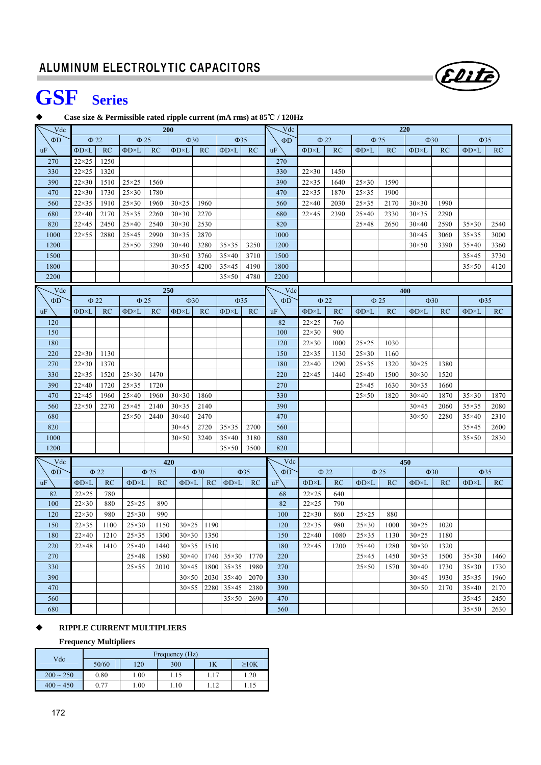# ALUMINUM ELECTROLYTIC CAPACITORS

# GSF Series

◆ **Case size & Permissible rated ripple current (mA rms) at 85℃ / 120Hz**

| Vdc | 200 | | | | | | | |
|---|---|---|---|---|---|---|---|---|
| ΦD | Φ22 | | Φ25 | | Φ30 | | Φ35 | |
| uF | ΦD×L | RC | ΦD×L | RC | ΦD×L | RC | ΦD×L | RC |
| 270 | 22×25 | 1250 | | | | | | |
| 330 | 22×25 | 1320 | | | | | | |
| 390 | 22×30 | 1510 | 25×25 | 1560 | | | | |
| 470 | 22×30 | 1730 | 25×30 | 1780 | | | | |
| 560 | 22×35 | 1910 | 25×30 | 1960 | 30×25 | 1960 | | |
| 680 | 22×40 | 2170 | 25×35 | 2260 | 30×30 | 2270 | | |
| 820 | 22×45 | 2450 | 25×40 | 2540 | 30×30 | 2530 | | |
| 1000 | 22×55 | 2880 | 25×45 | 2990 | 30×35 | 2870 | | |
| 1200 | | | 25×50 | 3290 | 30×40 | 3280 | 35×35 | 3250 |
| 1500 | | | | | 30×50 | 3760 | 35×40 | 3710 |
| 1800 | | | | | 30×55 | 4200 | 35×45 | 4190 |
| 2200 | | | | | | | 35×50 | 4780 |

| Vdc | 220 | | | | | | | |
|---|---|---|---|---|---|---|---|---|
| ΦD | Φ22 | | Φ25 | | Φ30 | | Φ35 | |
| uF | ΦD×L | RC | ΦD×L | RC | ΦD×L | RC | ΦD×L | RC |
| 270 | | | | | | | | |
| 330 | 22×30 | 1450 | | | | | | |
| 390 | 22×35 | 1640 | 25×30 | 1590 | | | | |
| 470 | 22×35 | 1870 | 25×35 | 1900 | | | | |
| 560 | 22×40 | 2030 | 25×35 | 2170 | 30×30 | 1990 | | |
| 680 | 22×45 | 2390 | 25×40 | 2330 | 30×35 | 2290 | | |
| 820 | | | 25×48 | 2650 | 30×40 | 2590 | 35×30 | 2540 |
| 1000 | | | | | 30×45 | 3060 | 35×35 | 3000 |
| 1200 | | | | | 30×50 | 3390 | 35×40 | 3360 |
| 1500 | | | | | | | 35×45 | 3730 |
| 1800 | | | | | | | 35×50 | 4120 |
| 2200 | | | | | | | | |

| Vdc | 250 | | | | | | | |
|---|---|---|---|---|---|---|---|---|
| ΦD | Φ22 | | Φ25 | | Φ30 | | Φ35 | |
| uF | ΦD×L | RC | ΦD×L | RC | ΦD×L | RC | ΦD×L | RC |
| 120 | | | | | | | | |
| 150 | | | | | | | | |
| 180 | | | | | | | | |
| 220 | 22×30 | 1130 | | | | | | |
| 270 | 22×30 | 1370 | | | | | | |
| 330 | 22×35 | 1520 | 25×30 | 1470 | | | | |
| 390 | 22×40 | 1720 | 25×35 | 1720 | | | | |
| 470 | 22×45 | 1960 | 25×40 | 1960 | 30×30 | 1860 | | |
| 560 | 22×50 | 2270 | 25×45 | 2140 | 30×35 | 2140 | | |
| 680 | | | 25×50 | 2440 | 30×40 | 2470 | | |
| 820 | | | | | 30×45 | 2720 | 35×35 | 2700 |
| 1000 | | | | | 30×50 | 3240 | 35×40 | 3180 |
| 1200 | | | | | | | 35×50 | 3500 |

| Vdc | 400 | | | | | | | |
|---|---|---|---|---|---|---|---|---|
| ΦD | Φ22 | | Φ25 | | Φ30 | | Φ35 | |
| uF | ΦD×L | RC | ΦD×L | RC | ΦD×L | RC | ΦD×L | RC |
| 82 | 22×25 | 760 | | | | | | |
| 100 | 22×30 | 900 | | | | | | |
| 120 | 22×30 | 1000 | 25×25 | 1030 | | | | |
| 150 | 22×35 | 1130 | 25×30 | 1160 | | | | |
| 180 | 22×40 | 1290 | 25×35 | 1320 | 30×25 | 1380 | | |
| 220 | 22×45 | 1440 | 25×40 | 1500 | 30×30 | 1520 | | |
| 270 | | | 25×45 | 1630 | 30×35 | 1660 | | |
| 330 | | | 25×50 | 1820 | 30×40 | 1870 | 35×30 | 1870 |
| 390 | | | | | 30×45 | 2060 | 35×35 | 2080 |
| 470 | | | | | 30×50 | 2280 | 35×40 | 2310 |
| 560 | | | | | | | 35×45 | 2600 |
| 680 | | | | | | | 35×50 | 2830 |
| 820 | | | | | | | | |

| Vdc | 420 | | | | | | | |
|---|---|---|---|---|---|---|---|---|
| ΦD | Φ22 | | Φ25 | | Φ30 | | Φ35 | |
| uF | ΦD×L | RC | ΦD×L | RC | ΦD×L | RC | ΦD×L | RC |
| 82 | 22×25 | 780 | | | | | | |
| 100 | 22×30 | 880 | 25×25 | 890 | | | | |
| 120 | 22×30 | 980 | 25×30 | 990 | | | | |
| 150 | 22×35 | 1100 | 25×30 | 1150 | 30×25 | 1190 | | |
| 180 | 22×40 | 1210 | 25×35 | 1300 | 30×30 | 1350 | | |
| 220 | 22×48 | 1410 | 25×40 | 1440 | 30×35 | 1510 | | |
| 270 | | | 25×48 | 1580 | 30×40 | 1740 | 35×30 | 1770 |
| 330 | | | 25×55 | 2010 | 30×45 | 1800 | 35×35 | 1980 |
| 390 | | | | | 30×50 | 2030 | 35×40 | 2070 |
| 470 | | | | | 30×55 | 2280 | 35×45 | 2380 |
| 560 | | | | | | | 35×50 | 2690 |
| 680 | | | | | | | | |

| Vdc | 450 | | | | | | | |
|---|---|---|---|---|---|---|---|---|
| ΦD | Φ22 | | Φ25 | | Φ30 | | Φ35 | |
| uF | ΦD×L | RC | ΦD×L | RC | ΦD×L | RC | ΦD×L | RC |
| 68 | 22×25 | 640 | | | | | | |
| 82 | 22×25 | 790 | | | | | | |
| 100 | 22×30 | 860 | 25×25 | 880 | | | | |
| 120 | 22×35 | 980 | 25×30 | 1000 | 30×25 | 1020 | | |
| 150 | 22×40 | 1080 | 25×35 | 1130 | 30×25 | 1180 | | |
| 180 | 22×45 | 1200 | 25×40 | 1280 | 30×30 | 1320 | | |
| 220 | | | 25×45 | 1450 | 30×35 | 1500 | 35×30 | 1460 |
| 270 | | | 25×50 | 1570 | 30×40 | 1730 | 35×30 | 1730 |
| 330 | | | | | 30×45 | 1930 | 35×35 | 1960 |
| 390 | | | | | 30×50 | 2170 | 35×40 | 2170 |
| 470 | | | | | | | 35×45 | 2450 |
| 560 | | | | | | | 35×50 | 2630 |

◆ **RIPPLE CURRENT MULTIPLIERS**

**Frequency Multipliers**

| Vdc | Frequency (Hz) | | | | |
|---|---|---|---|---|---|
| | 50/60 | 120 | 300 | 1K | ≥10K |
| 200 ~ 250 | 0.80 | 1.00 | 1.15 | 1.17 | 1.20 |
| 400 ~ 450 | 0.77 | 1.00 | 1.10 | 1.12 | 1.15 |